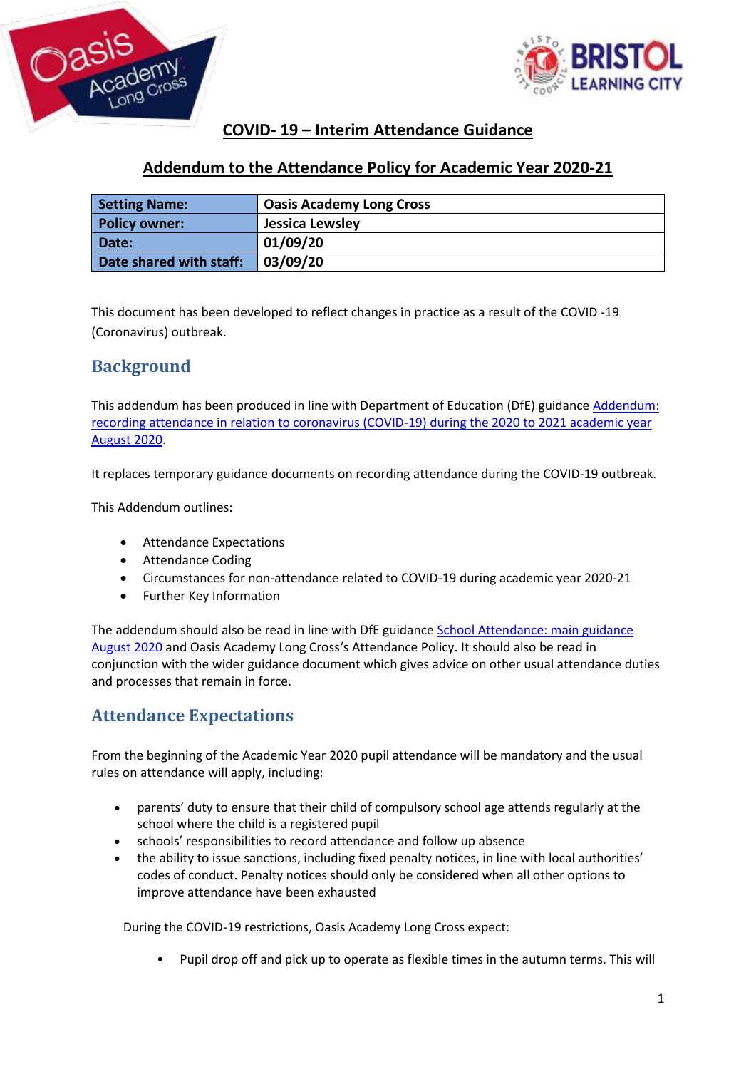# COVID- 19 – Interim Attendance Guidance

## Addendum to the Attendance Policy for Academic Year 2020-21

| Setting Name: | Oasis Academy Long Cross |
|---|---|
| Policy owner: | Jessica Lewsley |
| Date: | 01/09/20 |
| Date shared with staff: | 03/09/20 |

This document has been developed to reflect changes in practice as a result of the COVID -19 (Coronavirus) outbreak.

## Background

This addendum has been produced in line with Department of Education (DfE) guidance Addendum: recording attendance in relation to coronavirus (COVID-19) during the 2020 to 2021 academic year August 2020.

It replaces temporary guidance documents on recording attendance during the COVID-19 outbreak.

This Addendum outlines:

- Attendance Expectations
- Attendance Coding
- Circumstances for non-attendance related to COVID-19 during academic year 2020-21
- Further Key Information

The addendum should also be read in line with DfE guidance School Attendance: main guidance August 2020 and Oasis Academy Long Cross's Attendance Policy. It should also be read in conjunction with the wider guidance document which gives advice on other usual attendance duties and processes that remain in force.

## Attendance Expectations

From the beginning of the Academic Year 2020 pupil attendance will be mandatory and the usual rules on attendance will apply, including:

- parents' duty to ensure that their child of compulsory school age attends regularly at the school where the child is a registered pupil
- schools' responsibilities to record attendance and follow up absence
- the ability to issue sanctions, including fixed penalty notices, in line with local authorities' codes of conduct. Penalty notices should only be considered when all other options to improve attendance have been exhausted

During the COVID-19 restrictions, Oasis Academy Long Cross expect:

- Pupil drop off and pick up to operate as flexible times in the autumn terms. This will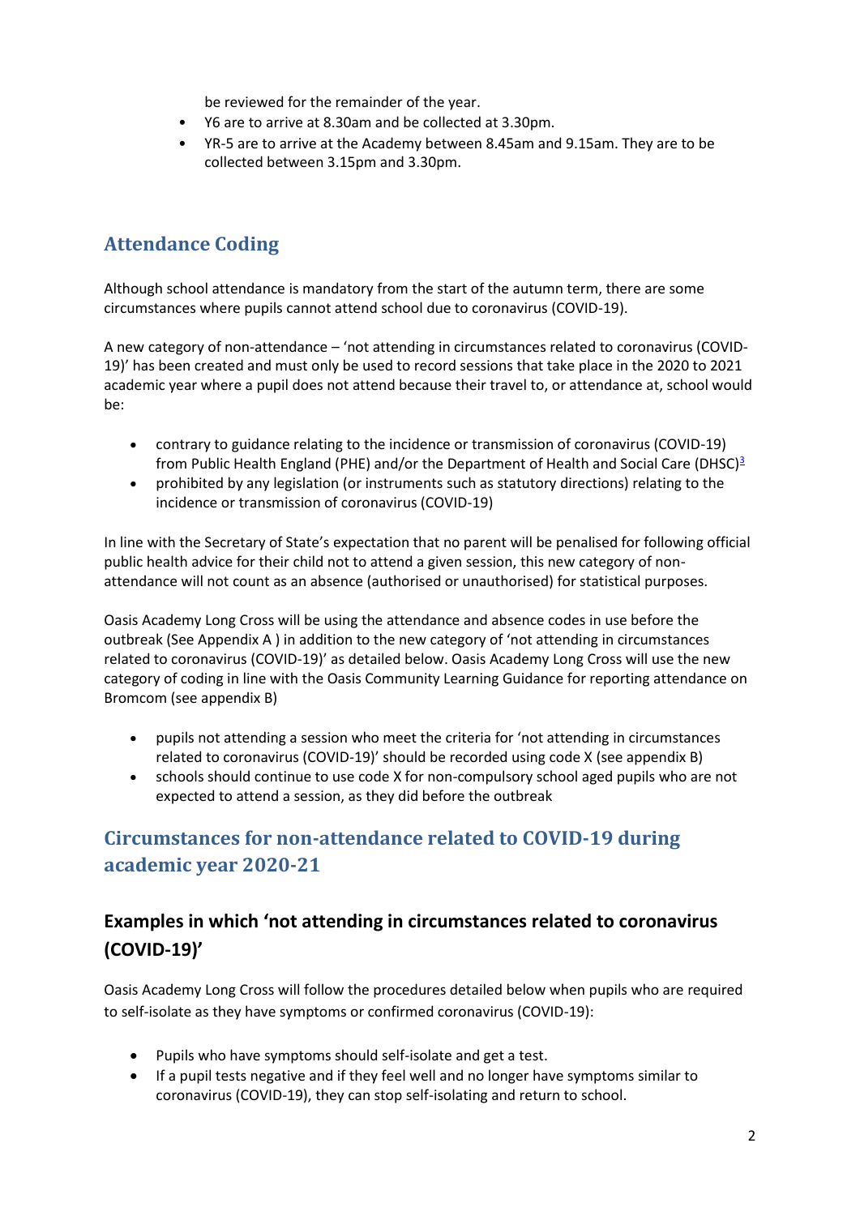be reviewed for the remainder of the year.

- Y6 are to arrive at 8.30am and be collected at 3.30pm.
- YR-5 are to arrive at the Academy between 8.45am and 9.15am. They are to be collected between 3.15pm and 3.30pm.

## Attendance Coding

Although school attendance is mandatory from the start of the autumn term, there are some circumstances where pupils cannot attend school due to coronavirus (COVID-19).

A new category of non-attendance – 'not attending in circumstances related to coronavirus (COVID-19)' has been created and must only be used to record sessions that take place in the 2020 to 2021 academic year where a pupil does not attend because their travel to, or attendance at, school would be:

- contrary to guidance relating to the incidence or transmission of coronavirus (COVID-19) from Public Health England (PHE) and/or the Department of Health and Social Care (DHSC)[3]
- prohibited by any legislation (or instruments such as statutory directions) relating to the incidence or transmission of coronavirus (COVID-19)

In line with the Secretary of State's expectation that no parent will be penalised for following official public health advice for their child not to attend a given session, this new category of non-attendance will not count as an absence (authorised or unauthorised) for statistical purposes.

Oasis Academy Long Cross will be using the attendance and absence codes in use before the outbreak (See Appendix A ) in addition to the new category of 'not attending in circumstances related to coronavirus (COVID-19)' as detailed below. Oasis Academy Long Cross will use the new category of coding in line with the Oasis Community Learning Guidance for reporting attendance on Bromcom (see appendix B)

- pupils not attending a session who meet the criteria for 'not attending in circumstances related to coronavirus (COVID-19)' should be recorded using code X (see appendix B)
- schools should continue to use code X for non-compulsory school aged pupils who are not expected to attend a session, as they did before the outbreak

## Circumstances for non-attendance related to COVID-19 during academic year 2020-21

### Examples in which 'not attending in circumstances related to coronavirus (COVID-19)'

Oasis Academy Long Cross will follow the procedures detailed below when pupils who are required to self-isolate as they have symptoms or confirmed coronavirus (COVID-19):

- Pupils who have symptoms should self-isolate and get a test.
- If a pupil tests negative and if they feel well and no longer have symptoms similar to coronavirus (COVID-19), they can stop self-isolating and return to school.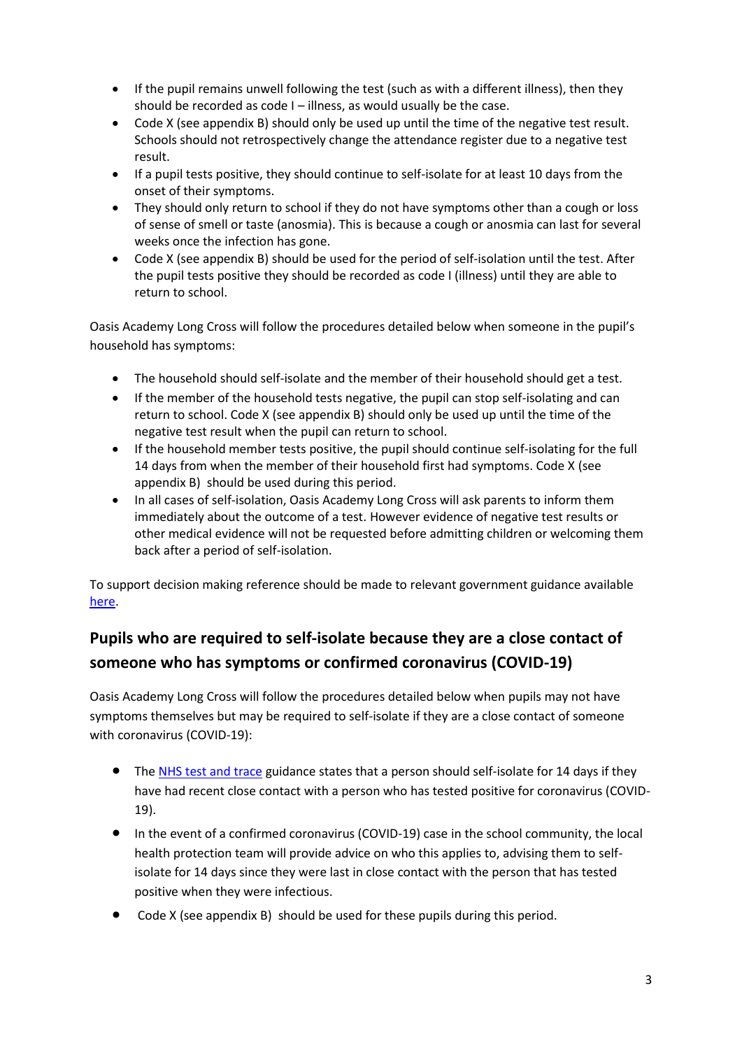- If the pupil remains unwell following the test (such as with a different illness), then they should be recorded as code I – illness, as would usually be the case.
- Code X (see appendix B) should only be used up until the time of the negative test result. Schools should not retrospectively change the attendance register due to a negative test result.
- If a pupil tests positive, they should continue to self-isolate for at least 10 days from the onset of their symptoms.
- They should only return to school if they do not have symptoms other than a cough or loss of sense of smell or taste (anosmia). This is because a cough or anosmia can last for several weeks once the infection has gone.
- Code X (see appendix B) should be used for the period of self-isolation until the test. After the pupil tests positive they should be recorded as code I (illness) until they are able to return to school.

Oasis Academy Long Cross will follow the procedures detailed below when someone in the pupil's household has symptoms:

- The household should self-isolate and the member of their household should get a test.
- If the member of the household tests negative, the pupil can stop self-isolating and can return to school. Code X (see appendix B) should only be used up until the time of the negative test result when the pupil can return to school.
- If the household member tests positive, the pupil should continue self-isolating for the full 14 days from when the member of their household first had symptoms. Code X (see appendix B) should be used during this period.
- In all cases of self-isolation, Oasis Academy Long Cross will ask parents to inform them immediately about the outcome of a test. However evidence of negative test results or other medical evidence will not be requested before admitting children or welcoming them back after a period of self-isolation.

To support decision making reference should be made to relevant government guidance available [here](#).

## Pupils who are required to self-isolate because they are a close contact of someone who has symptoms or confirmed coronavirus (COVID-19)

Oasis Academy Long Cross will follow the procedures detailed below when pupils may not have symptoms themselves but may be required to self-isolate if they are a close contact of someone with coronavirus (COVID-19):

- The [NHS test and trace](#) guidance states that a person should self-isolate for 14 days if they have had recent close contact with a person who has tested positive for coronavirus (COVID-19).
- In the event of a confirmed coronavirus (COVID-19) case in the school community, the local health protection team will provide advice on who this applies to, advising them to self-isolate for 14 days since they were last in close contact with the person that has tested positive when they were infectious.
- Code X (see appendix B) should be used for these pupils during this period.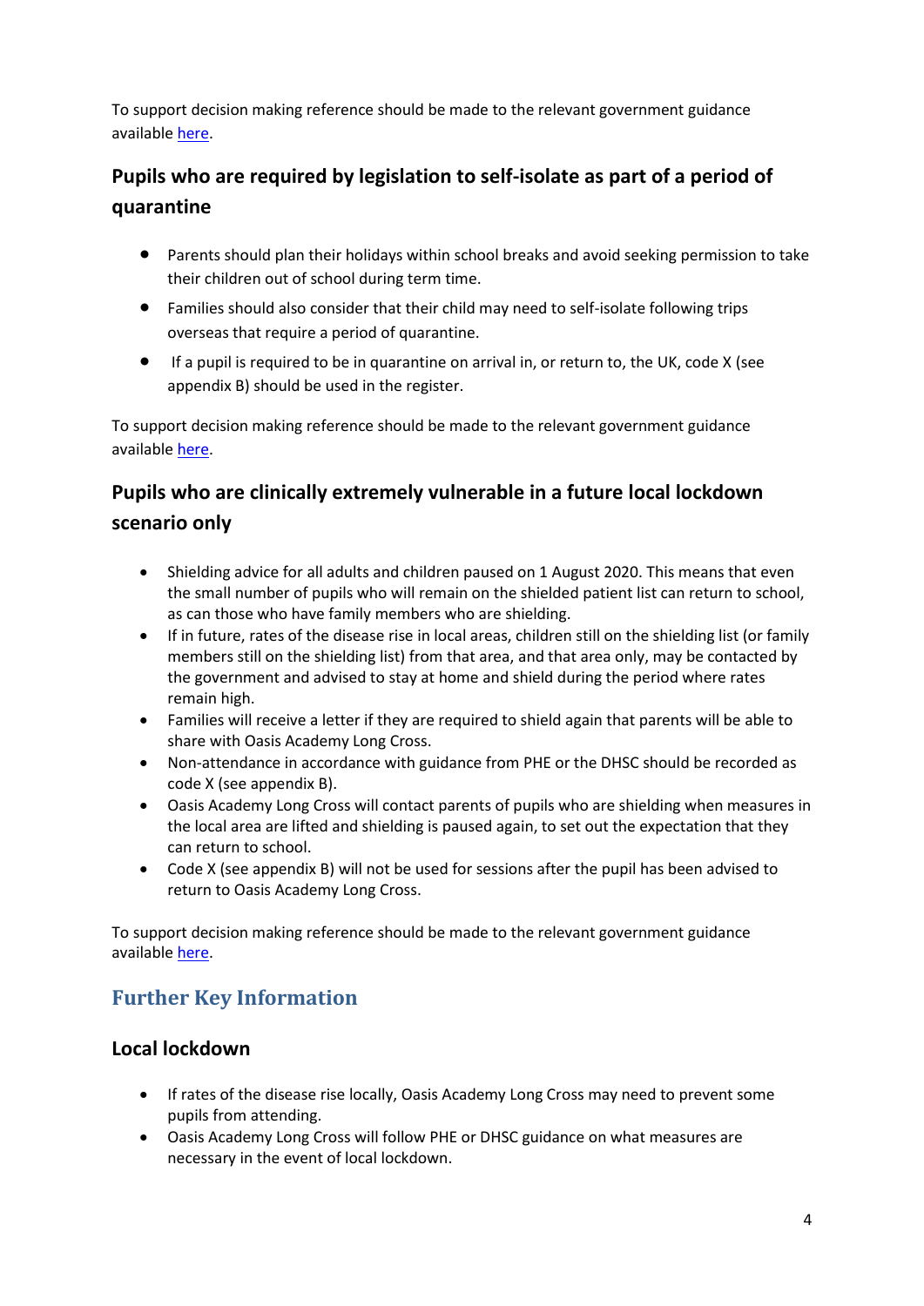To support decision making reference should be made to the relevant government guidance available here.

### Pupils who are required by legislation to self-isolate as part of a period of quarantine

- Parents should plan their holidays within school breaks and avoid seeking permission to take their children out of school during term time.
- Families should also consider that their child may need to self-isolate following trips overseas that require a period of quarantine.
- If a pupil is required to be in quarantine on arrival in, or return to, the UK, code X (see appendix B) should be used in the register.

To support decision making reference should be made to the relevant government guidance available here.

### Pupils who are clinically extremely vulnerable in a future local lockdown scenario only

- Shielding advice for all adults and children paused on 1 August 2020. This means that even the small number of pupils who will remain on the shielded patient list can return to school, as can those who have family members who are shielding.
- If in future, rates of the disease rise in local areas, children still on the shielding list (or family members still on the shielding list) from that area, and that area only, may be contacted by the government and advised to stay at home and shield during the period where rates remain high.
- Families will receive a letter if they are required to shield again that parents will be able to share with Oasis Academy Long Cross.
- Non-attendance in accordance with guidance from PHE or the DHSC should be recorded as code X (see appendix B).
- Oasis Academy Long Cross will contact parents of pupils who are shielding when measures in the local area are lifted and shielding is paused again, to set out the expectation that they can return to school.
- Code X (see appendix B) will not be used for sessions after the pupil has been advised to return to Oasis Academy Long Cross.

To support decision making reference should be made to the relevant government guidance available here.

## Further Key Information

### Local lockdown

- If rates of the disease rise locally, Oasis Academy Long Cross may need to prevent some pupils from attending.
- Oasis Academy Long Cross will follow PHE or DHSC guidance on what measures are necessary in the event of local lockdown.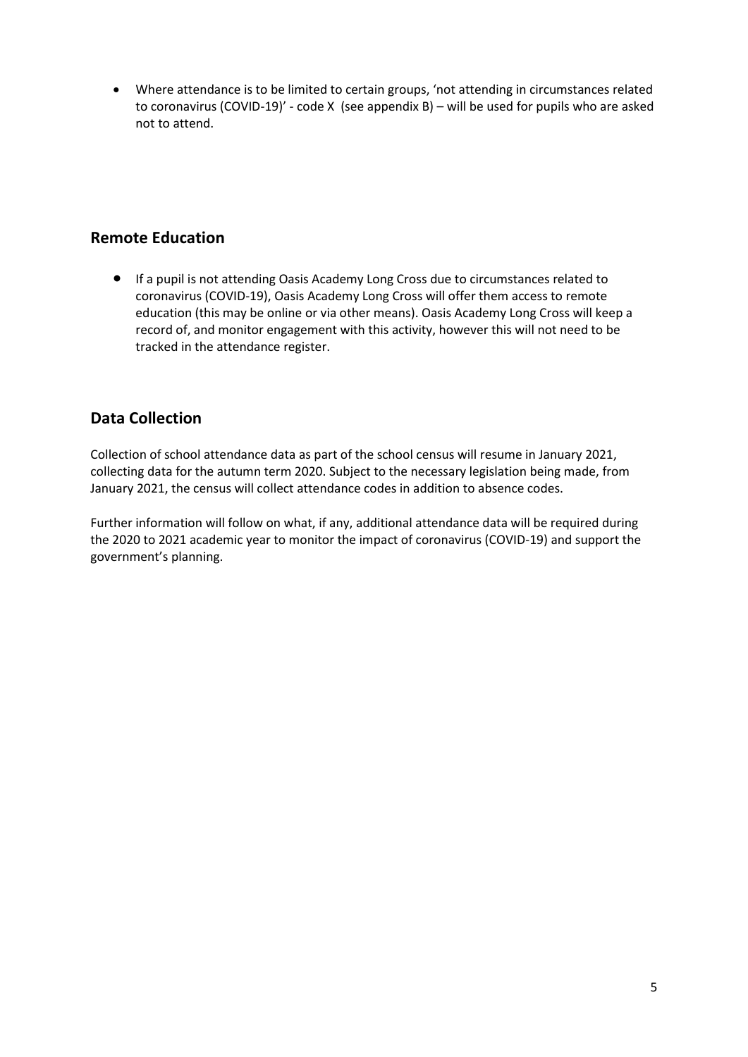- Where attendance is to be limited to certain groups, 'not attending in circumstances related to coronavirus (COVID-19)' - code X (see appendix B) – will be used for pupils who are asked not to attend.

## Remote Education

- If a pupil is not attending Oasis Academy Long Cross due to circumstances related to coronavirus (COVID-19), Oasis Academy Long Cross will offer them access to remote education (this may be online or via other means). Oasis Academy Long Cross will keep a record of, and monitor engagement with this activity, however this will not need to be tracked in the attendance register.

## Data Collection

Collection of school attendance data as part of the school census will resume in January 2021, collecting data for the autumn term 2020. Subject to the necessary legislation being made, from January 2021, the census will collect attendance codes in addition to absence codes.

Further information will follow on what, if any, additional attendance data will be required during the 2020 to 2021 academic year to monitor the impact of coronavirus (COVID-19) and support the government's planning.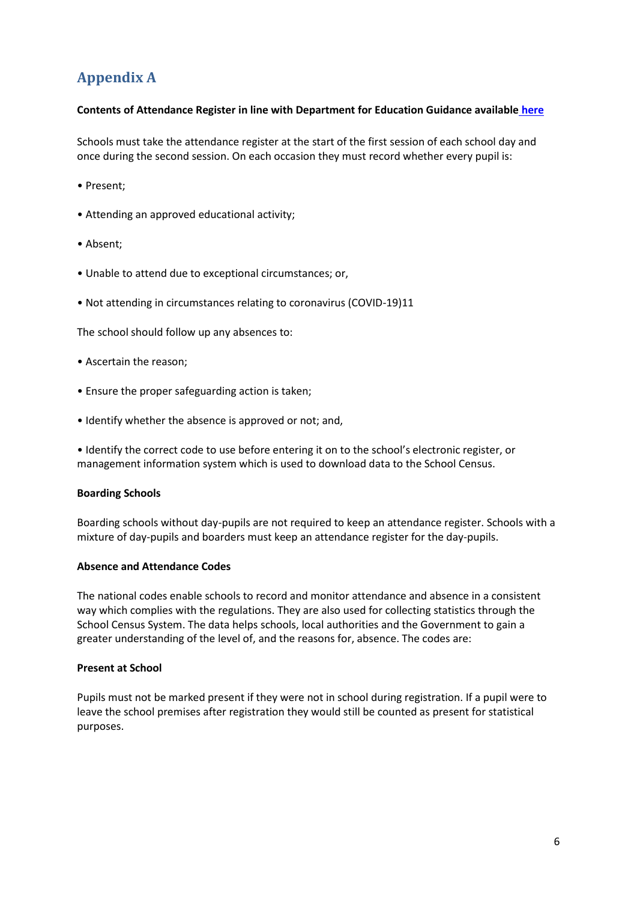# Appendix A

**Contents of Attendance Register in line with Department for Education Guidance available [here](#)**

Schools must take the attendance register at the start of the first session of each school day and once during the second session. On each occasion they must record whether every pupil is:

- Present;
- Attending an approved educational activity;
- Absent;
- Unable to attend due to exceptional circumstances; or,
- Not attending in circumstances relating to coronavirus (COVID-19)11

The school should follow up any absences to:

- Ascertain the reason;
- Ensure the proper safeguarding action is taken;
- Identify whether the absence is approved or not; and,
- Identify the correct code to use before entering it on to the school's electronic register, or management information system which is used to download data to the School Census.

**Boarding Schools**

Boarding schools without day-pupils are not required to keep an attendance register. Schools with a mixture of day-pupils and boarders must keep an attendance register for the day-pupils.

**Absence and Attendance Codes**

The national codes enable schools to record and monitor attendance and absence in a consistent way which complies with the regulations. They are also used for collecting statistics through the School Census System. The data helps schools, local authorities and the Government to gain a greater understanding of the level of, and the reasons for, absence. The codes are:

**Present at School**

Pupils must not be marked present if they were not in school during registration. If a pupil were to leave the school premises after registration they would still be counted as present for statistical purposes.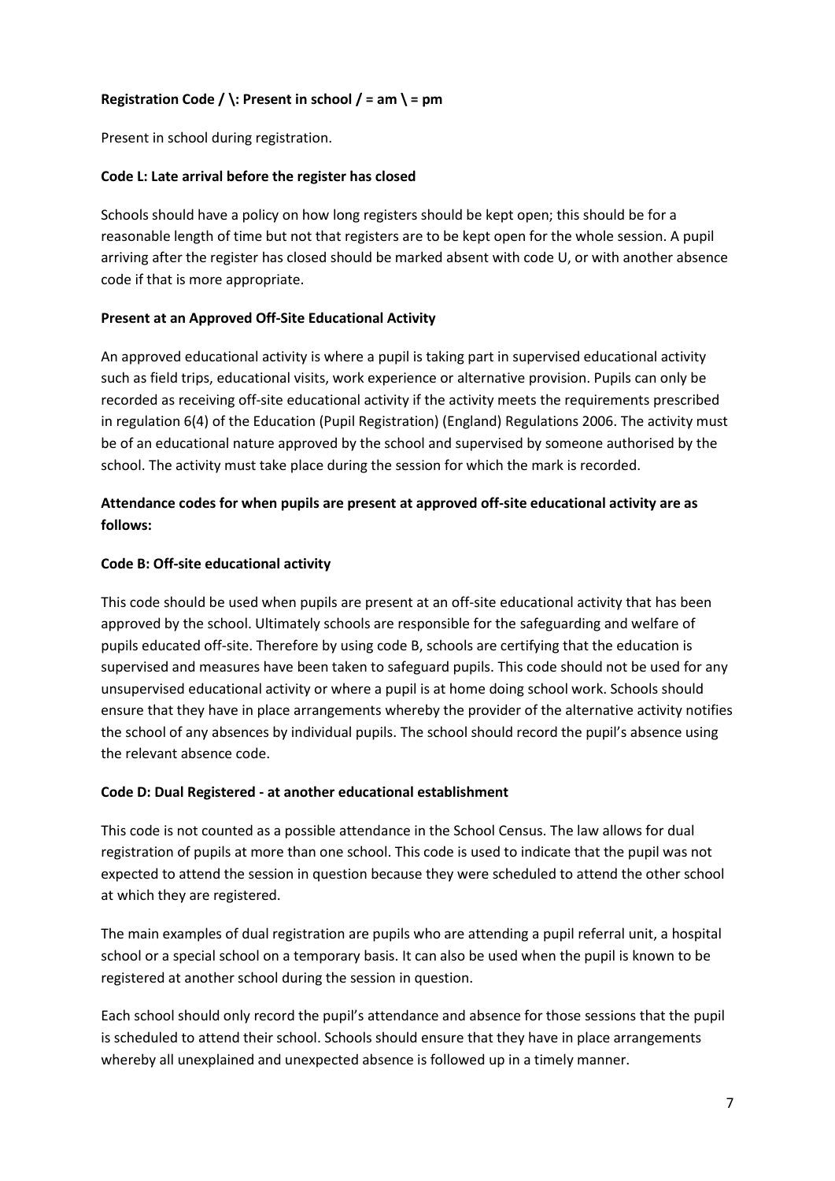**Registration Code / \: Present in school / = am \ = pm**

Present in school during registration.

**Code L: Late arrival before the register has closed**

Schools should have a policy on how long registers should be kept open; this should be for a reasonable length of time but not that registers are to be kept open for the whole session. A pupil arriving after the register has closed should be marked absent with code U, or with another absence code if that is more appropriate.

**Present at an Approved Off-Site Educational Activity**

An approved educational activity is where a pupil is taking part in supervised educational activity such as field trips, educational visits, work experience or alternative provision. Pupils can only be recorded as receiving off-site educational activity if the activity meets the requirements prescribed in regulation 6(4) of the Education (Pupil Registration) (England) Regulations 2006. The activity must be of an educational nature approved by the school and supervised by someone authorised by the school. The activity must take place during the session for which the mark is recorded.

**Attendance codes for when pupils are present at approved off-site educational activity are as follows:**

**Code B: Off-site educational activity**

This code should be used when pupils are present at an off-site educational activity that has been approved by the school. Ultimately schools are responsible for the safeguarding and welfare of pupils educated off-site. Therefore by using code B, schools are certifying that the education is supervised and measures have been taken to safeguard pupils. This code should not be used for any unsupervised educational activity or where a pupil is at home doing school work. Schools should ensure that they have in place arrangements whereby the provider of the alternative activity notifies the school of any absences by individual pupils. The school should record the pupil's absence using the relevant absence code.

**Code D: Dual Registered - at another educational establishment**

This code is not counted as a possible attendance in the School Census. The law allows for dual registration of pupils at more than one school. This code is used to indicate that the pupil was not expected to attend the session in question because they were scheduled to attend the other school at which they are registered.

The main examples of dual registration are pupils who are attending a pupil referral unit, a hospital school or a special school on a temporary basis. It can also be used when the pupil is known to be registered at another school during the session in question.

Each school should only record the pupil's attendance and absence for those sessions that the pupil is scheduled to attend their school. Schools should ensure that they have in place arrangements whereby all unexplained and unexpected absence is followed up in a timely manner.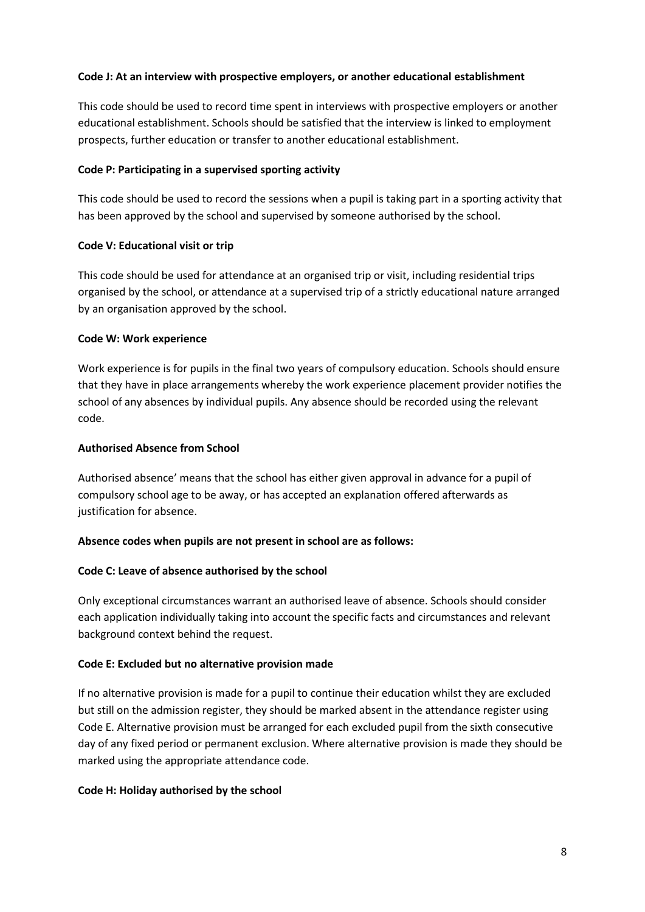**Code J: At an interview with prospective employers, or another educational establishment**

This code should be used to record time spent in interviews with prospective employers or another educational establishment. Schools should be satisfied that the interview is linked to employment prospects, further education or transfer to another educational establishment.

**Code P: Participating in a supervised sporting activity**

This code should be used to record the sessions when a pupil is taking part in a sporting activity that has been approved by the school and supervised by someone authorised by the school.

**Code V: Educational visit or trip**

This code should be used for attendance at an organised trip or visit, including residential trips organised by the school, or attendance at a supervised trip of a strictly educational nature arranged by an organisation approved by the school.

**Code W: Work experience**

Work experience is for pupils in the final two years of compulsory education. Schools should ensure that they have in place arrangements whereby the work experience placement provider notifies the school of any absences by individual pupils. Any absence should be recorded using the relevant code.

**Authorised Absence from School**

Authorised absence' means that the school has either given approval in advance for a pupil of compulsory school age to be away, or has accepted an explanation offered afterwards as justification for absence.

**Absence codes when pupils are not present in school are as follows:**

**Code C: Leave of absence authorised by the school**

Only exceptional circumstances warrant an authorised leave of absence. Schools should consider each application individually taking into account the specific facts and circumstances and relevant background context behind the request.

**Code E: Excluded but no alternative provision made**

If no alternative provision is made for a pupil to continue their education whilst they are excluded but still on the admission register, they should be marked absent in the attendance register using Code E. Alternative provision must be arranged for each excluded pupil from the sixth consecutive day of any fixed period or permanent exclusion. Where alternative provision is made they should be marked using the appropriate attendance code.

**Code H: Holiday authorised by the school**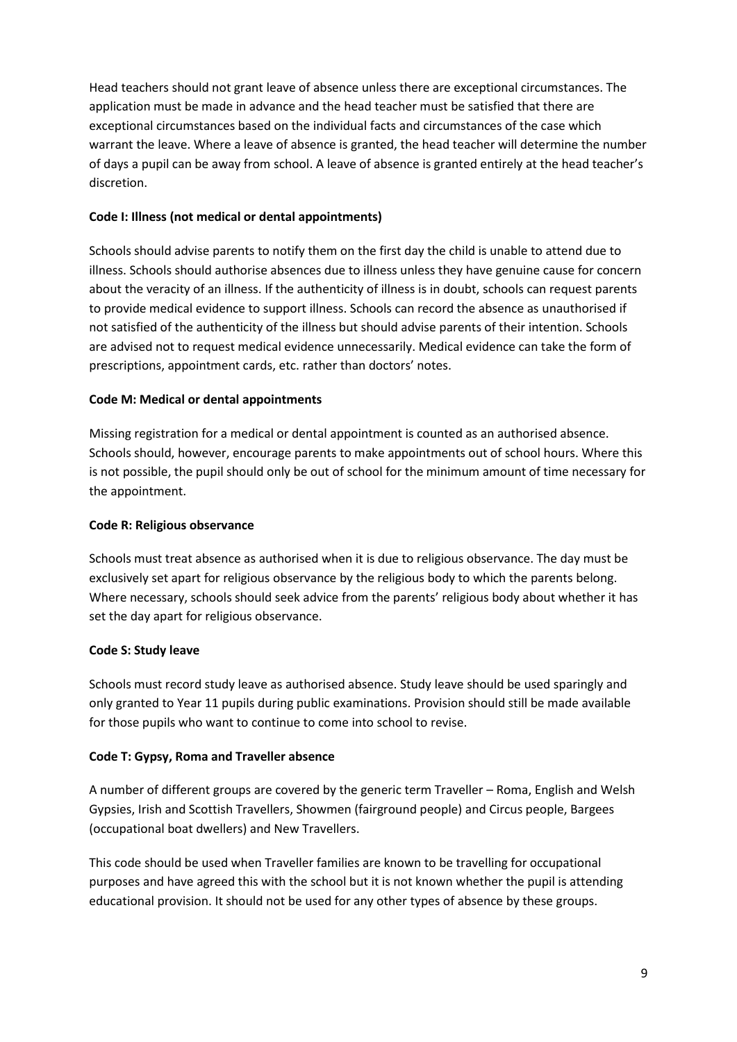Head teachers should not grant leave of absence unless there are exceptional circumstances. The application must be made in advance and the head teacher must be satisfied that there are exceptional circumstances based on the individual facts and circumstances of the case which warrant the leave. Where a leave of absence is granted, the head teacher will determine the number of days a pupil can be away from school. A leave of absence is granted entirely at the head teacher's discretion.

**Code I: Illness (not medical or dental appointments)**

Schools should advise parents to notify them on the first day the child is unable to attend due to illness. Schools should authorise absences due to illness unless they have genuine cause for concern about the veracity of an illness. If the authenticity of illness is in doubt, schools can request parents to provide medical evidence to support illness. Schools can record the absence as unauthorised if not satisfied of the authenticity of the illness but should advise parents of their intention. Schools are advised not to request medical evidence unnecessarily. Medical evidence can take the form of prescriptions, appointment cards, etc. rather than doctors' notes.

**Code M: Medical or dental appointments**

Missing registration for a medical or dental appointment is counted as an authorised absence. Schools should, however, encourage parents to make appointments out of school hours. Where this is not possible, the pupil should only be out of school for the minimum amount of time necessary for the appointment.

**Code R: Religious observance**

Schools must treat absence as authorised when it is due to religious observance. The day must be exclusively set apart for religious observance by the religious body to which the parents belong. Where necessary, schools should seek advice from the parents' religious body about whether it has set the day apart for religious observance.

**Code S: Study leave**

Schools must record study leave as authorised absence. Study leave should be used sparingly and only granted to Year 11 pupils during public examinations. Provision should still be made available for those pupils who want to continue to come into school to revise.

**Code T: Gypsy, Roma and Traveller absence**

A number of different groups are covered by the generic term Traveller – Roma, English and Welsh Gypsies, Irish and Scottish Travellers, Showmen (fairground people) and Circus people, Bargees (occupational boat dwellers) and New Travellers.

This code should be used when Traveller families are known to be travelling for occupational purposes and have agreed this with the school but it is not known whether the pupil is attending educational provision. It should not be used for any other types of absence by these groups.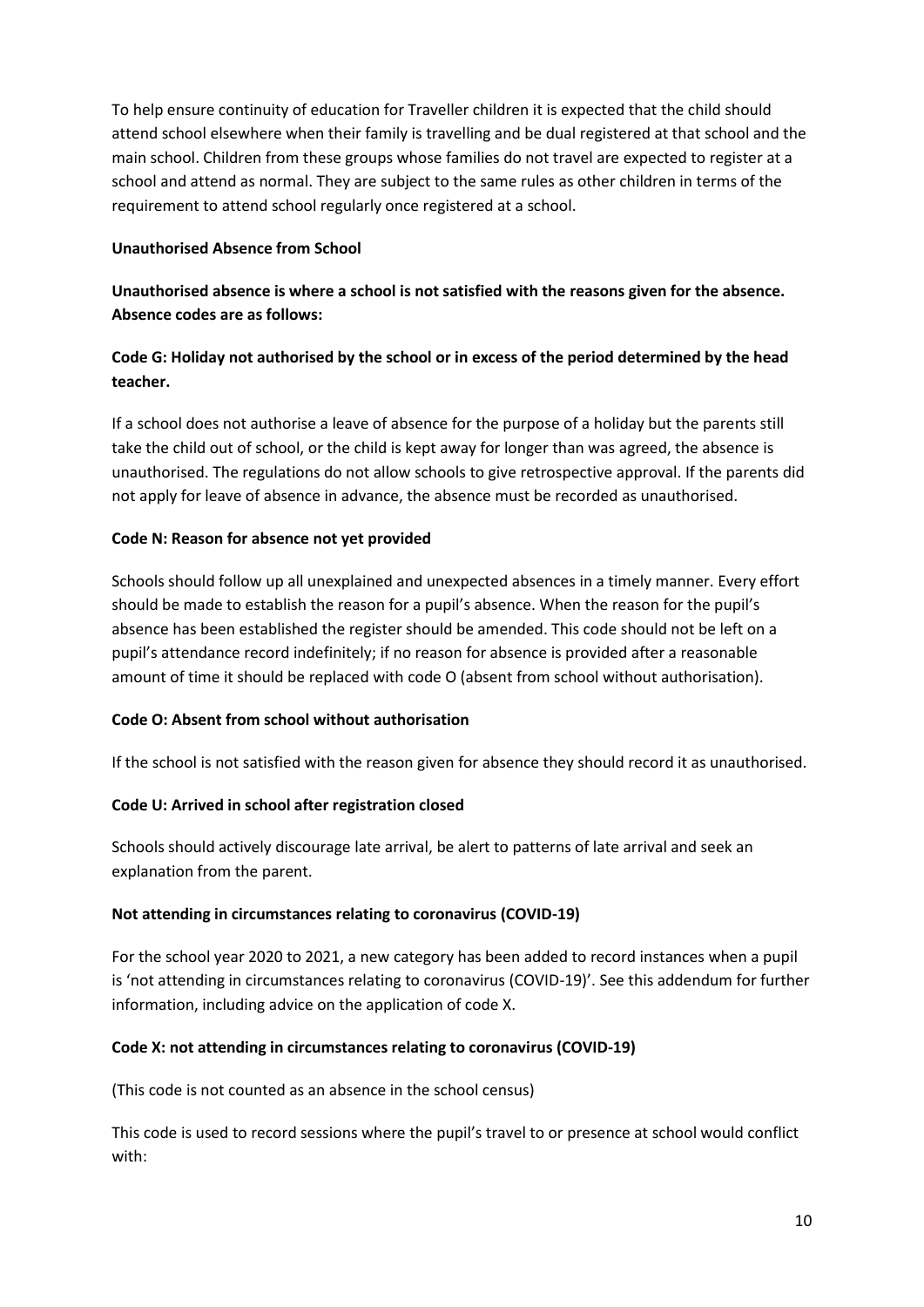To help ensure continuity of education for Traveller children it is expected that the child should attend school elsewhere when their family is travelling and be dual registered at that school and the main school. Children from these groups whose families do not travel are expected to register at a school and attend as normal. They are subject to the same rules as other children in terms of the requirement to attend school regularly once registered at a school.

**Unauthorised Absence from School**

**Unauthorised absence is where a school is not satisfied with the reasons given for the absence. Absence codes are as follows:**

**Code G: Holiday not authorised by the school or in excess of the period determined by the head teacher.**

If a school does not authorise a leave of absence for the purpose of a holiday but the parents still take the child out of school, or the child is kept away for longer than was agreed, the absence is unauthorised. The regulations do not allow schools to give retrospective approval. If the parents did not apply for leave of absence in advance, the absence must be recorded as unauthorised.

**Code N: Reason for absence not yet provided**

Schools should follow up all unexplained and unexpected absences in a timely manner. Every effort should be made to establish the reason for a pupil's absence. When the reason for the pupil's absence has been established the register should be amended. This code should not be left on a pupil's attendance record indefinitely; if no reason for absence is provided after a reasonable amount of time it should be replaced with code O (absent from school without authorisation).

**Code O: Absent from school without authorisation**

If the school is not satisfied with the reason given for absence they should record it as unauthorised.

**Code U: Arrived in school after registration closed**

Schools should actively discourage late arrival, be alert to patterns of late arrival and seek an explanation from the parent.

**Not attending in circumstances relating to coronavirus (COVID-19)**

For the school year 2020 to 2021, a new category has been added to record instances when a pupil is 'not attending in circumstances relating to coronavirus (COVID-19)'. See this addendum for further information, including advice on the application of code X.

**Code X: not attending in circumstances relating to coronavirus (COVID-19)**

(This code is not counted as an absence in the school census)

This code is used to record sessions where the pupil's travel to or presence at school would conflict with: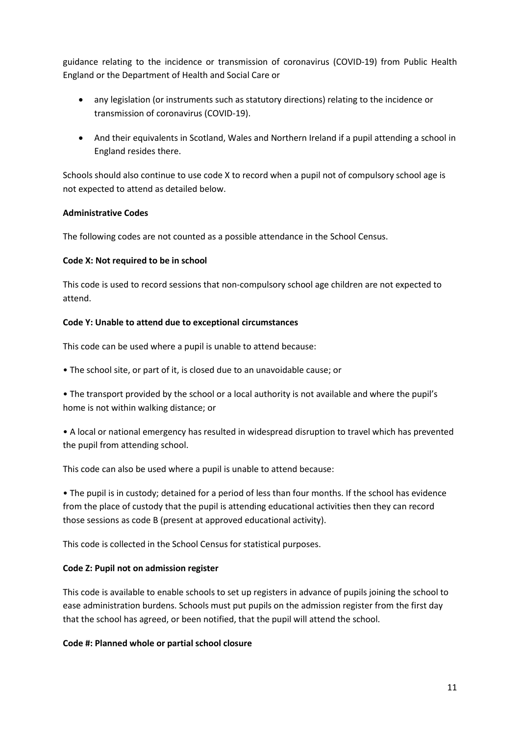guidance relating to the incidence or transmission of coronavirus (COVID-19) from Public Health England or the Department of Health and Social Care or

- any legislation (or instruments such as statutory directions) relating to the incidence or transmission of coronavirus (COVID-19).
- And their equivalents in Scotland, Wales and Northern Ireland if a pupil attending a school in England resides there.

Schools should also continue to use code X to record when a pupil not of compulsory school age is not expected to attend as detailed below.

**Administrative Codes**

The following codes are not counted as a possible attendance in the School Census.

**Code X: Not required to be in school**

This code is used to record sessions that non-compulsory school age children are not expected to attend.

**Code Y: Unable to attend due to exceptional circumstances**

This code can be used where a pupil is unable to attend because:

- The school site, or part of it, is closed due to an unavoidable cause; or
- The transport provided by the school or a local authority is not available and where the pupil's home is not within walking distance; or
- A local or national emergency has resulted in widespread disruption to travel which has prevented the pupil from attending school.

This code can also be used where a pupil is unable to attend because:

- The pupil is in custody; detained for a period of less than four months. If the school has evidence from the place of custody that the pupil is attending educational activities then they can record those sessions as code B (present at approved educational activity).

This code is collected in the School Census for statistical purposes.

**Code Z: Pupil not on admission register**

This code is available to enable schools to set up registers in advance of pupils joining the school to ease administration burdens. Schools must put pupils on the admission register from the first day that the school has agreed, or been notified, that the pupil will attend the school.

**Code #: Planned whole or partial school closure**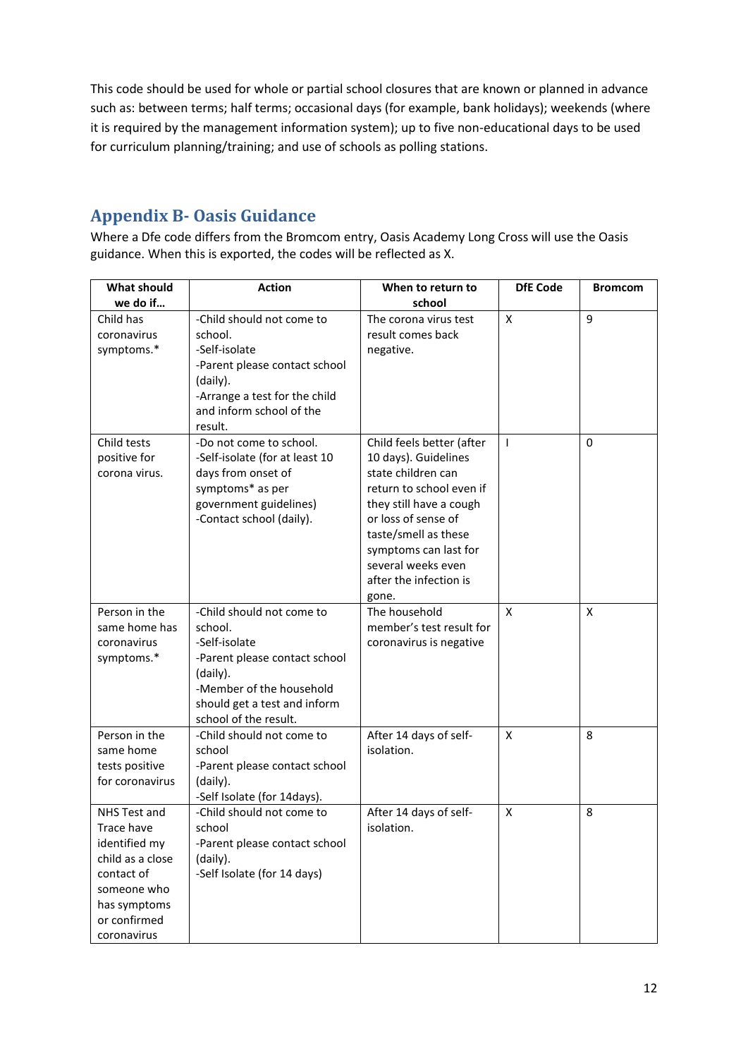This code should be used for whole or partial school closures that are known or planned in advance such as: between terms; half terms; occasional days (for example, bank holidays); weekends (where it is required by the management information system); up to five non-educational days to be used for curriculum planning/training; and use of schools as polling stations.

## Appendix B- Oasis Guidance

Where a Dfe code differs from the Bromcom entry, Oasis Academy Long Cross will use the Oasis guidance. When this is exported, the codes will be reflected as X.

| What should we do if… | Action | When to return to school | DfE Code | Bromcom |
|---|---|---|---|---|
| Child has coronavirus symptoms.* | -Child should not come to school.<br>-Self-isolate<br>-Parent please contact school (daily).<br>-Arrange a test for the child and inform school of the result. | The corona virus test result comes back negative. | X | 9 |
| Child tests positive for corona virus. | -Do not come to school.<br>-Self-isolate (for at least 10 days from onset of symptoms* as per government guidelines)<br>-Contact school (daily). | Child feels better (after 10 days). Guidelines state children can return to school even if they still have a cough or loss of sense of taste/smell as these symptoms can last for several weeks even after the infection is gone. | I | 0 |
| Person in the same home has coronavirus symptoms.* | -Child should not come to school.<br>-Self-isolate<br>-Parent please contact school (daily).<br>-Member of the household should get a test and inform school of the result. | The household member's test result for coronavirus is negative | X | X |
| Person in the same home tests positive for coronavirus | -Child should not come to school<br>-Parent please contact school (daily).<br>-Self Isolate (for 14days). | After 14 days of self-isolation. | X | 8 |
| NHS Test and Trace have identified my child as a close contact of someone who has symptoms or confirmed coronavirus | -Child should not come to school<br>-Parent please contact school (daily).<br>-Self Isolate (for 14 days) | After 14 days of self-isolation. | X | 8 |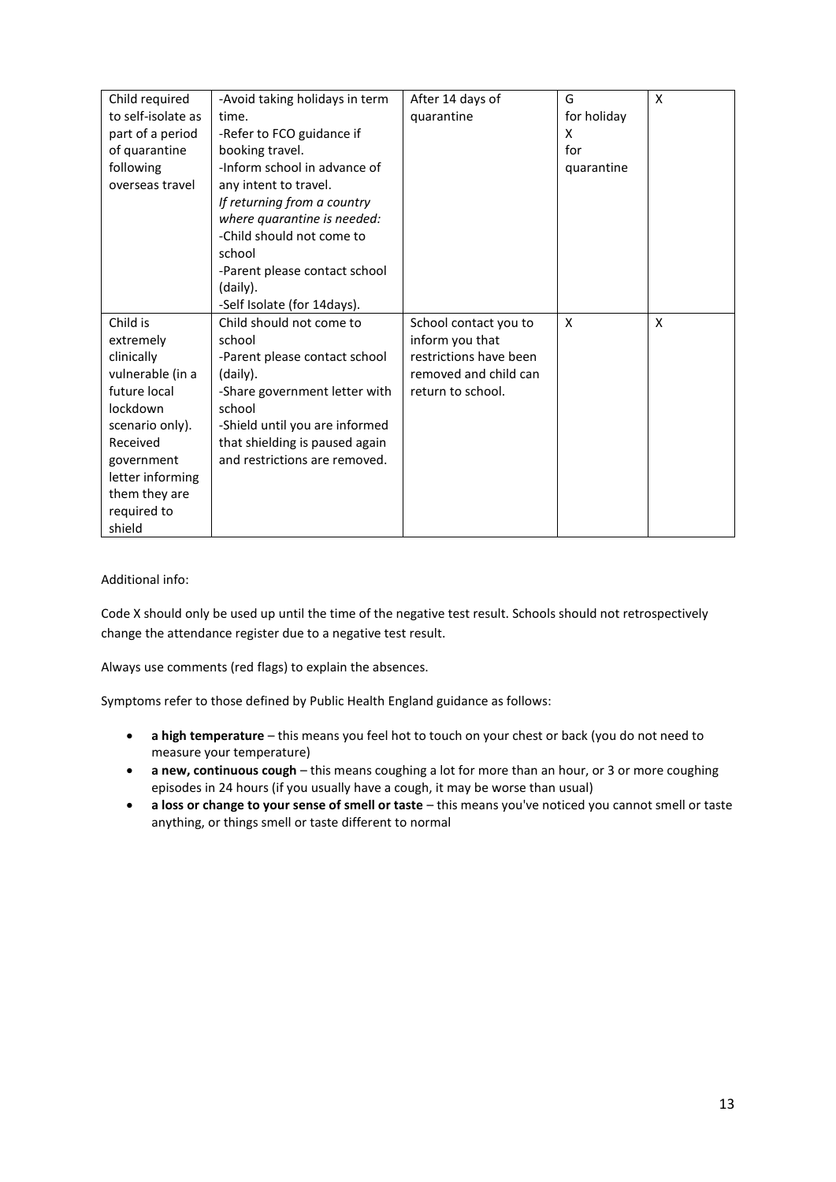| | | | | |
|---|---|---|---|---|
| Child required to self-isolate as part of a period of quarantine following overseas travel | -Avoid taking holidays in term time.<br>-Refer to FCO guidance if booking travel.<br>-Inform school in advance of any intent to travel.<br>*If returning from a country where quarantine is needed:*<br>-Child should not come to school<br>-Parent please contact school (daily).<br>-Self Isolate (for 14days). | After 14 days of quarantine | G for holiday<br>X for quarantine | X |
| Child is extremely clinically vulnerable (in a future local lockdown scenario only). Received government letter informing them they are required to shield | Child should not come to school<br>-Parent please contact school (daily).<br>-Share government letter with school<br>-Shield until you are informed that shielding is paused again and restrictions are removed. | School contact you to inform you that restrictions have been removed and child can return to school. | X | X |

Additional info:

Code X should only be used up until the time of the negative test result. Schools should not retrospectively change the attendance register due to a negative test result.

Always use comments (red flags) to explain the absences.

Symptoms refer to those defined by Public Health England guidance as follows:

- **a high temperature** – this means you feel hot to touch on your chest or back (you do not need to measure your temperature)
- **a new, continuous cough** – this means coughing a lot for more than an hour, or 3 or more coughing episodes in 24 hours (if you usually have a cough, it may be worse than usual)
- **a loss or change to your sense of smell or taste** – this means you've noticed you cannot smell or taste anything, or things smell or taste different to normal